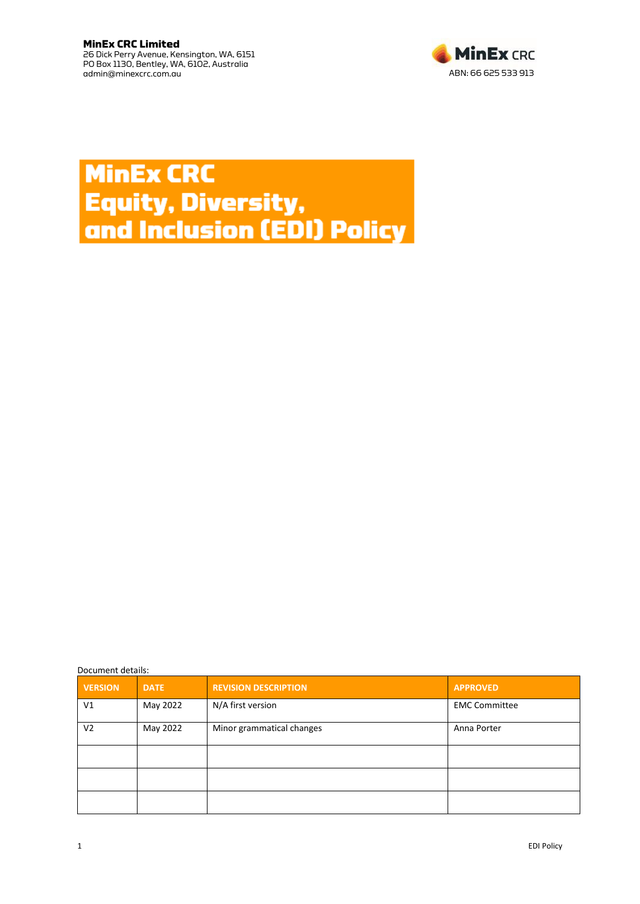**MinEx CRC Limited**
26 Dick Perry Avenue, Kensington, WA, 6151
PO Box 1130, Bentley, WA, 6102, Australia
admin@minexcrc.com.au

MinEx CRC
ABN: 66 625 533 913

# MinEx CRC Equity, Diversity, and Inclusion (EDI) Policy

Document details:

| VERSION | DATE | REVISION DESCRIPTION | APPROVED |
|---|---|---|---|
| V1 | May 2022 | N/A first version | EMC Committee |
| V2 | May 2022 | Minor grammatical changes | Anna Porter |
| | | | |
| | | | |
| | | | |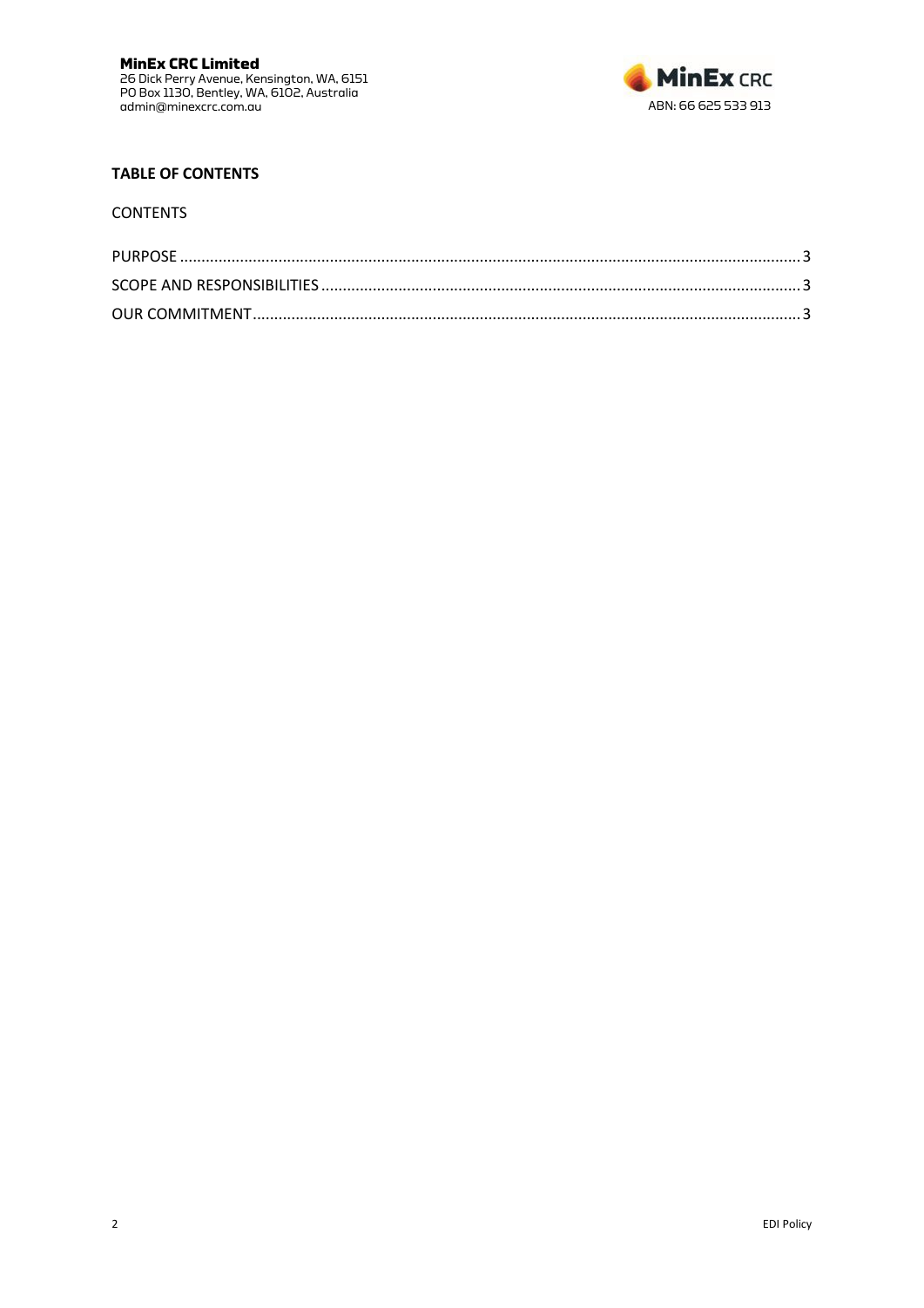**MinEx CRC Limited**
26 Dick Perry Avenue, Kensington, WA, 6151
PO Box 1130, Bentley, WA, 6102, Australia
admin@minexcrc.com.au

ABN: 66 625 533 913

**TABLE OF CONTENTS**

CONTENTS

PURPOSE .......... 3
SCOPE AND RESPONSIBILITIES .......... 3
OUR COMMITMENT .......... 3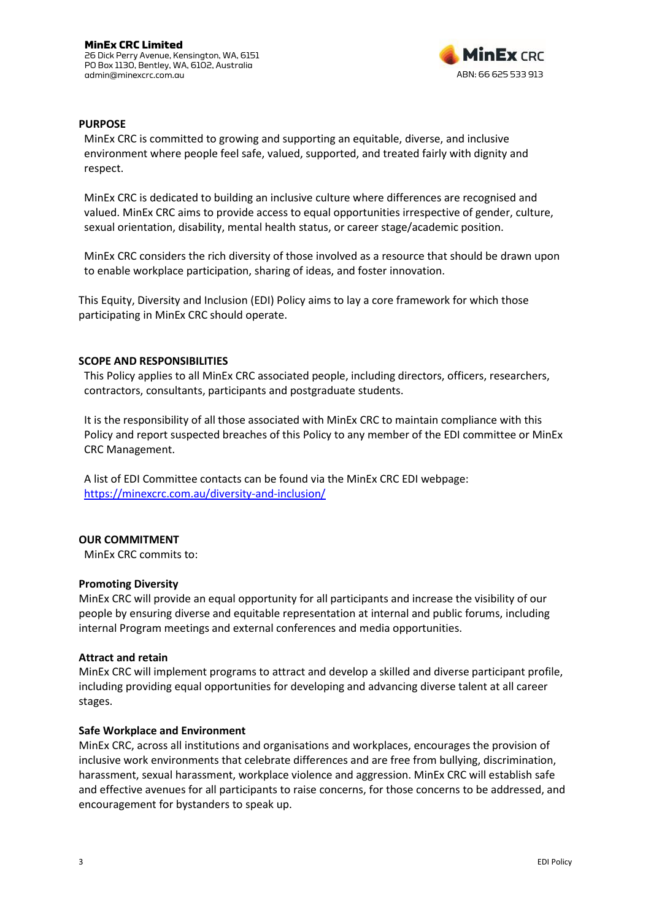**MinEx CRC Limited**
26 Dick Perry Avenue, Kensington, WA, 6151
PO Box 1130, Bentley, WA, 6102, Australia
admin@minexcrc.com.au

ABN: 66 625 533 913

## PURPOSE

MinEx CRC is committed to growing and supporting an equitable, diverse, and inclusive environment where people feel safe, valued, supported, and treated fairly with dignity and respect.

MinEx CRC is dedicated to building an inclusive culture where differences are recognised and valued. MinEx CRC aims to provide access to equal opportunities irrespective of gender, culture, sexual orientation, disability, mental health status, or career stage/academic position.

MinEx CRC considers the rich diversity of those involved as a resource that should be drawn upon to enable workplace participation, sharing of ideas, and foster innovation.

This Equity, Diversity and Inclusion (EDI) Policy aims to lay a core framework for which those participating in MinEx CRC should operate.

## SCOPE AND RESPONSIBILITIES

This Policy applies to all MinEx CRC associated people, including directors, officers, researchers, contractors, consultants, participants and postgraduate students.

It is the responsibility of all those associated with MinEx CRC to maintain compliance with this Policy and report suspected breaches of this Policy to any member of the EDI committee or MinEx CRC Management.

A list of EDI Committee contacts can be found via the MinEx CRC EDI webpage: https://minexcrc.com.au/diversity-and-inclusion/

## OUR COMMITMENT

MinEx CRC commits to:

### Promoting Diversity

MinEx CRC will provide an equal opportunity for all participants and increase the visibility of our people by ensuring diverse and equitable representation at internal and public forums, including internal Program meetings and external conferences and media opportunities.

### Attract and retain

MinEx CRC will implement programs to attract and develop a skilled and diverse participant profile, including providing equal opportunities for developing and advancing diverse talent at all career stages.

### Safe Workplace and Environment

MinEx CRC, across all institutions and organisations and workplaces, encourages the provision of inclusive work environments that celebrate differences and are free from bullying, discrimination, harassment, sexual harassment, workplace violence and aggression. MinEx CRC will establish safe and effective avenues for all participants to raise concerns, for those concerns to be addressed, and encouragement for bystanders to speak up.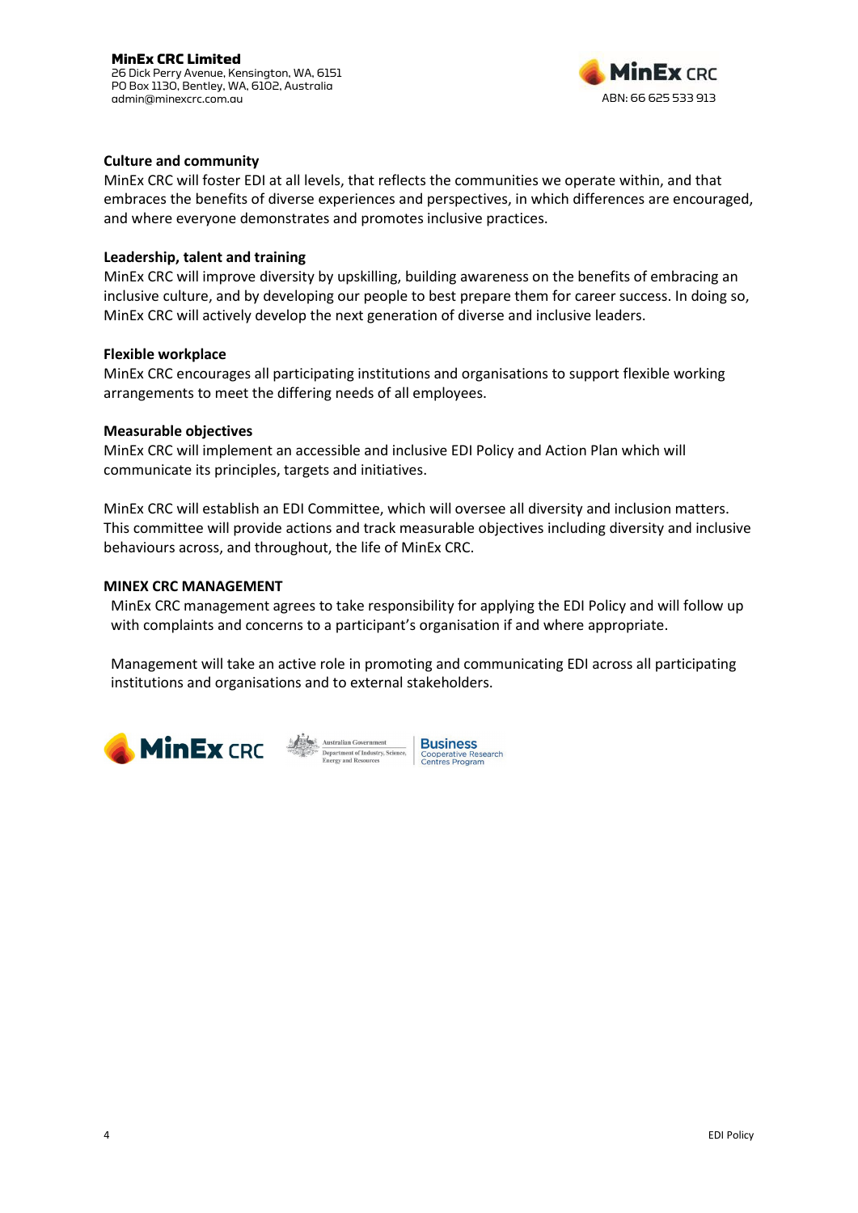**Culture and community**

MinEx CRC will foster EDI at all levels, that reflects the communities we operate within, and that embraces the benefits of diverse experiences and perspectives, in which differences are encouraged, and where everyone demonstrates and promotes inclusive practices.

**Leadership, talent and training**

MinEx CRC will improve diversity by upskilling, building awareness on the benefits of embracing an inclusive culture, and by developing our people to best prepare them for career success. In doing so, MinEx CRC will actively develop the next generation of diverse and inclusive leaders.

**Flexible workplace**

MinEx CRC encourages all participating institutions and organisations to support flexible working arrangements to meet the differing needs of all employees.

**Measurable objectives**

MinEx CRC will implement an accessible and inclusive EDI Policy and Action Plan which will communicate its principles, targets and initiatives.

MinEx CRC will establish an EDI Committee, which will oversee all diversity and inclusion matters. This committee will provide actions and track measurable objectives including diversity and inclusive behaviours across, and throughout, the life of MinEx CRC.

**MINEX CRC MANAGEMENT**

MinEx CRC management agrees to take responsibility for applying the EDI Policy and will follow up with complaints and concerns to a participant's organisation if and where appropriate.

Management will take an active role in promoting and communicating EDI across all participating institutions and organisations and to external stakeholders.